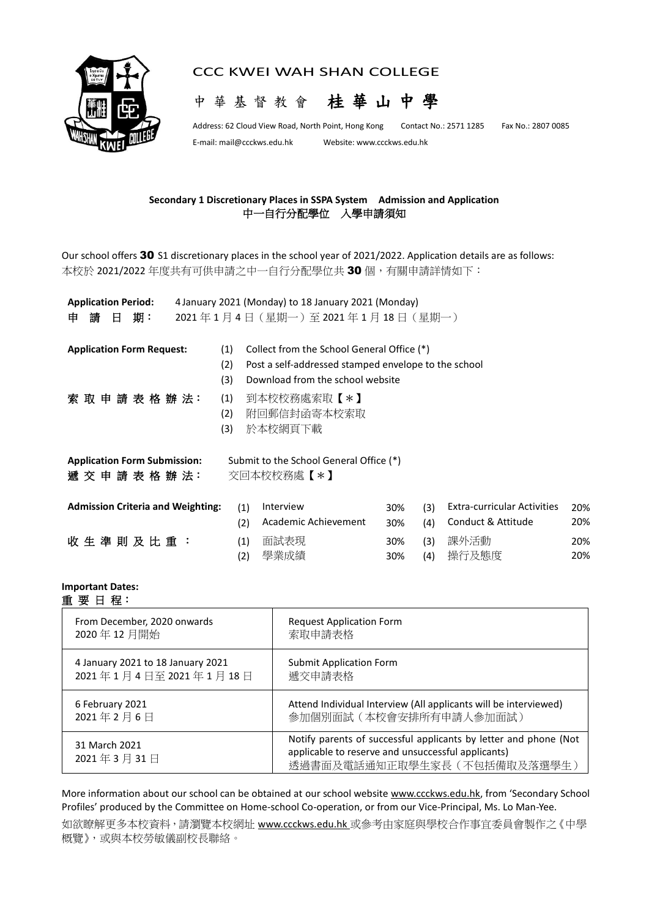# CCC KWEI WAH SHAN COLLEGE

# 中華基督教會 桂華山中學

Address: 62 Cloud View Road, North Point, Hong Kong Contact No.: 2571 1285 Fax No.: 2807 0085

E-mail: mail@ccckws.edu.hk Website: www.ccckws.edu.hk

## Secondary 1 Discretionary Places in SSPA System Admission and Application
## 中一自行分配學位 入學申請須知

Our school offers **30** S1 discretionary places in the school year of 2021/2022. Application details are as follows:

本校於 2021/2022 年度共有可供申請之中一自行分配學位共 **30** 個，有關申請詳情如下：

**Application Period:** 4 January 2021 (Monday) to 18 January 2021 (Monday)

**申請日期：** 2021 年 1 月 4 日（星期一）至 2021 年 1 月 18 日（星期一）

**Application Form Request:**

(1) Collect from the School General Office (*)
(2) Post a self-addressed stamped envelope to the school
(3) Download from the school website

**索取申請表格辦法：**

(1) 到本校校務處索取【*】
(2) 附回郵信封函寄本校索取
(3) 於本校網頁下載

**Application Form Submission:** Submit to the School General Office (*)

**遞交申請表格辦法：** 交回本校校務處【*】

**Admission Criteria and Weighting:**

| | | | | | |
|---|---|---|---|---|---|
| (1) | Interview | 30% | (3) | Extra-curricular Activities | 20% |
| (2) | Academic Achievement | 30% | (4) | Conduct & Attitude | 20% |

**收生準則及比重：**

| | | | | | |
|---|---|---|---|---|---|
| (1) | 面試表現 | 30% | (3) | 課外活動 | 20% |
| (2) | 學業成績 | 30% | (4) | 操行及態度 | 20% |

**Important Dates:**

**重要日程：**

| | |
|---|---|
| From December, 2020 onwards<br>2020 年 12 月開始 | Request Application Form<br>索取申請表格 |
| 4 January 2021 to 18 January 2021<br>2021 年 1 月 4 日至 2021 年 1 月 18 日 | Submit Application Form<br>遞交申請表格 |
| 6 February 2021<br>2021 年 2 月 6 日 | Attend Individual Interview (All applicants will be interviewed)<br>參加個別面試（本校會安排所有申請人參加面試） |
| 31 March 2021<br>2021 年 3 月 31 日 | Notify parents of successful applicants by letter and phone (Not applicable to reserve and unsuccessful applicants)<br>透過書面及電話通知正取學生家長（不包括備取及落選學生） |

More information about our school can be obtained at our school website www.ccckws.edu.hk, from 'Secondary School Profiles' produced by the Committee on Home-school Co-operation, or from our Vice-Principal, Ms. Lo Man-Yee.

如欲瞭解更多本校資料，請瀏覽本校網址 www.ccckws.edu.hk 或參考由家庭與學校合作事宜委員會製作之《中學概覽》，或與本校勞敏儀副校長聯絡。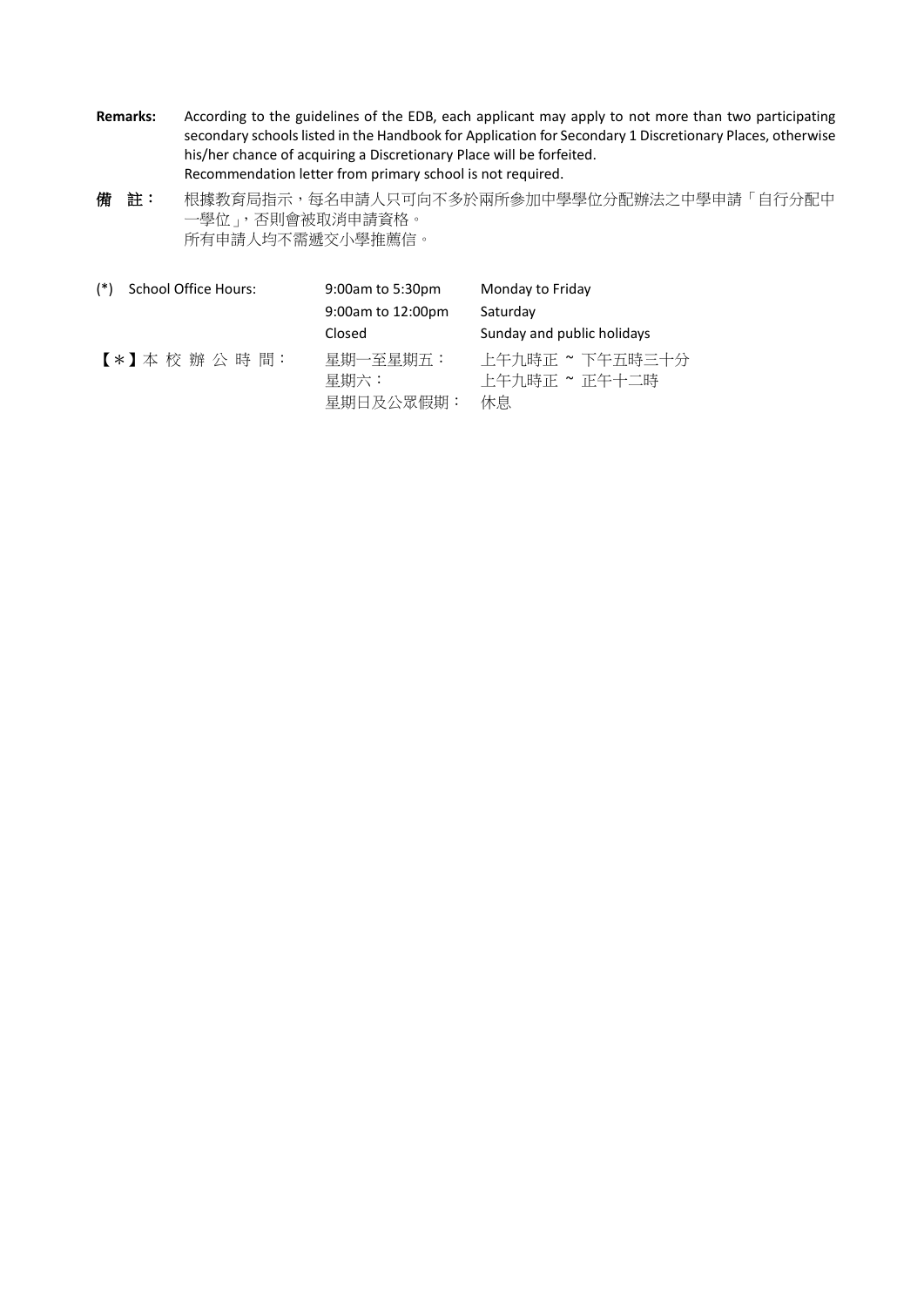**Remarks:** According to the guidelines of the EDB, each applicant may apply to not more than two participating secondary schools listed in the Handbook for Application for Secondary 1 Discretionary Places, otherwise his/her chance of acquiring a Discretionary Place will be forfeited.
Recommendation letter from primary school is not required.

**備　註：** 根據教育局指示，每名申請人只可向不多於兩所參加中學學位分配辦法之中學申請「自行分配中一學位」，否則會被取消申請資格。
所有申請人均不需遞交小學推薦信。

| | | |
|---|---|---|
| (*) School Office Hours: | 9:00am to 5:30pm | Monday to Friday |
| | 9:00am to 12:00pm | Saturday |
| | Closed | Sunday and public holidays |
| 【＊】本校辦公時間： | 星期一至星期五： | 上午九時正 ~ 下午五時三十分 |
| | 星期六： | 上午九時正 ~ 正午十二時 |
| | 星期日及公眾假期： | 休息 |